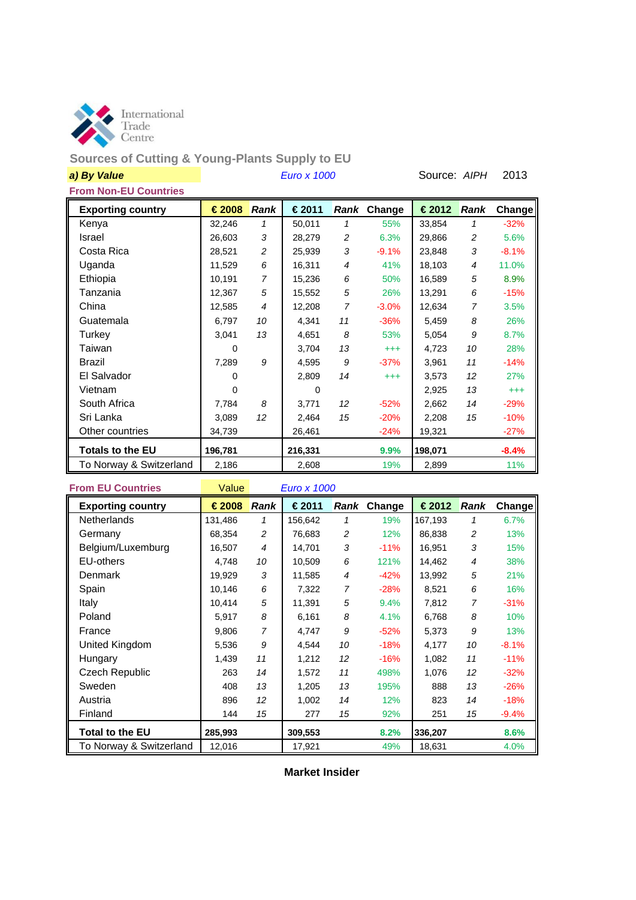International Trade Centre

## Sources of Cutting & Young-Plants Supply to EU

***a) By Value*** *Euro x 1000* Source: *AIPH* 2013

### From Non-EU Countries

| Exporting country | € 2008 | Rank | € 2011 | Rank | Change | € 2012 | Rank | Change |
|---|---|---|---|---|---|---|---|---|
| Kenya | 32,246 | 1 | 50,011 | 1 | 55% | 33,854 | 1 | -32% |
| Israel | 26,603 | 3 | 28,279 | 2 | 6.3% | 29,866 | 2 | 5.6% |
| Costa Rica | 28,521 | 2 | 25,939 | 3 | -9.1% | 23,848 | 3 | -8.1% |
| Uganda | 11,529 | 6 | 16,311 | 4 | 41% | 18,103 | 4 | 11.0% |
| Ethiopia | 10,191 | 7 | 15,236 | 6 | 50% | 16,589 | 5 | 8.9% |
| Tanzania | 12,367 | 5 | 15,552 | 5 | 26% | 13,291 | 6 | -15% |
| China | 12,585 | 4 | 12,208 | 7 | -3.0% | 12,634 | 7 | 3.5% |
| Guatemala | 6,797 | 10 | 4,341 | 11 | -36% | 5,459 | 8 | 26% |
| Turkey | 3,041 | 13 | 4,651 | 8 | 53% | 5,054 | 9 | 8.7% |
| Taiwan | 0 | | 3,704 | 13 | +++ | 4,723 | 10 | 28% |
| Brazil | 7,289 | 9 | 4,595 | 9 | -37% | 3,961 | 11 | -14% |
| El Salvador | 0 | | 2,809 | 14 | +++ | 3,573 | 12 | 27% |
| Vietnam | 0 | | 0 | | | 2,925 | 13 | +++ |
| South Africa | 7,784 | 8 | 3,771 | 12 | -52% | 2,662 | 14 | -29% |
| Sri Lanka | 3,089 | 12 | 2,464 | 15 | -20% | 2,208 | 15 | -10% |
| Other countries | 34,739 | | 26,461 | | -24% | 19,321 | | -27% |
| **Totals to the EU** | **196,781** | | **216,331** | | **9.9%** | **198,071** | | **-8.4%** |
| To Norway & Switzerland | 2,186 | | 2,608 | | 19% | 2,899 | | 11% |

### From EU Countries

Value *Euro x 1000*

| Exporting country | € 2008 | Rank | € 2011 | Rank | Change | € 2012 | Rank | Change |
|---|---|---|---|---|---|---|---|---|
| Netherlands | 131,486 | 1 | 156,642 | 1 | 19% | 167,193 | 1 | 6.7% |
| Germany | 68,354 | 2 | 76,683 | 2 | 12% | 86,838 | 2 | 13% |
| Belgium/Luxemburg | 16,507 | 4 | 14,701 | 3 | -11% | 16,951 | 3 | 15% |
| EU-others | 4,748 | 10 | 10,509 | 6 | 121% | 14,462 | 4 | 38% |
| Denmark | 19,929 | 3 | 11,585 | 4 | -42% | 13,992 | 5 | 21% |
| Spain | 10,146 | 6 | 7,322 | 7 | -28% | 8,521 | 6 | 16% |
| Italy | 10,414 | 5 | 11,391 | 5 | 9.4% | 7,812 | 7 | -31% |
| Poland | 5,917 | 8 | 6,161 | 8 | 4.1% | 6,768 | 8 | 10% |
| France | 9,806 | 7 | 4,747 | 9 | -52% | 5,373 | 9 | 13% |
| United Kingdom | 5,536 | 9 | 4,544 | 10 | -18% | 4,177 | 10 | -8.1% |
| Hungary | 1,439 | 11 | 1,212 | 12 | -16% | 1,082 | 11 | -11% |
| Czech Republic | 263 | 14 | 1,572 | 11 | 498% | 1,076 | 12 | -32% |
| Sweden | 408 | 13 | 1,205 | 13 | 195% | 888 | 13 | -26% |
| Austria | 896 | 12 | 1,002 | 14 | 12% | 823 | 14 | -18% |
| Finland | 144 | 15 | 277 | 15 | 92% | 251 | 15 | -9.4% |
| **Total to the EU** | **285,993** | | **309,553** | | **8.2%** | **336,207** | | **8.6%** |
| To Norway & Switzerland | 12,016 | | 17,921 | | 49% | 18,631 | | 4.0% |

**Market Insider**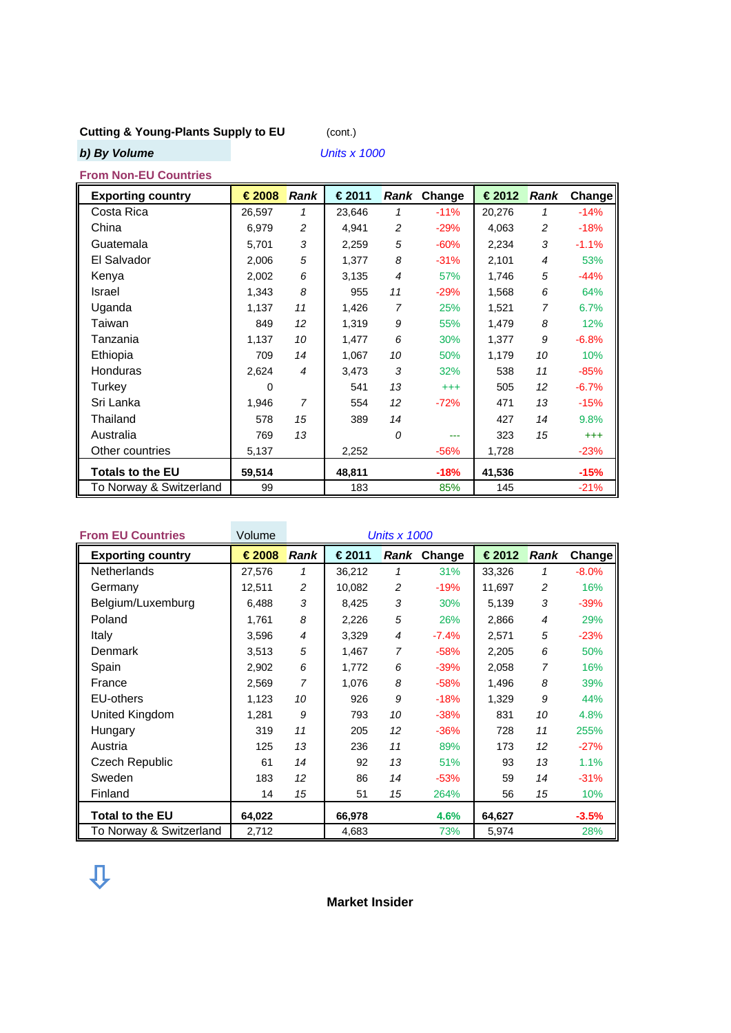**Cutting & Young-Plants Supply to EU** (cont.)

***b) By Volume*** *Units x 1000*

**From Non-EU Countries**

| Exporting country | € 2008 | Rank | € 2011 | Rank | Change | € 2012 | Rank | Change |
|---|---|---|---|---|---|---|---|---|
| Costa Rica | 26,597 | 1 | 23,646 | 1 | -11% | 20,276 | 1 | -14% |
| China | 6,979 | 2 | 4,941 | 2 | -29% | 4,063 | 2 | -18% |
| Guatemala | 5,701 | 3 | 2,259 | 5 | -60% | 2,234 | 3 | -1.1% |
| El Salvador | 2,006 | 5 | 1,377 | 8 | -31% | 2,101 | 4 | 53% |
| Kenya | 2,002 | 6 | 3,135 | 4 | 57% | 1,746 | 5 | -44% |
| Israel | 1,343 | 8 | 955 | 11 | -29% | 1,568 | 6 | 64% |
| Uganda | 1,137 | 11 | 1,426 | 7 | 25% | 1,521 | 7 | 6.7% |
| Taiwan | 849 | 12 | 1,319 | 9 | 55% | 1,479 | 8 | 12% |
| Tanzania | 1,137 | 10 | 1,477 | 6 | 30% | 1,377 | 9 | -6.8% |
| Ethiopia | 709 | 14 | 1,067 | 10 | 50% | 1,179 | 10 | 10% |
| Honduras | 2,624 | 4 | 3,473 | 3 | 32% | 538 | 11 | -85% |
| Turkey | 0 | | 541 | 13 | +++ | 505 | 12 | -6.7% |
| Sri Lanka | 1,946 | 7 | 554 | 12 | -72% | 471 | 13 | -15% |
| Thailand | 578 | 15 | 389 | 14 | | 427 | 14 | 9.8% |
| Australia | 769 | 13 | | 0 | --- | 323 | 15 | +++ |
| Other countries | 5,137 | | 2,252 | | -56% | 1,728 | | -23% |
| **Totals to the EU** | **59,514** | | **48,811** | | **-18%** | **41,536** | | **-15%** |
| To Norway & Switzerland | 99 | | 183 | | 85% | 145 | | -21% |

**From EU Countries** Volume *Units x 1000*

| Exporting country | € 2008 | Rank | € 2011 | Rank | Change | € 2012 | Rank | Change |
|---|---|---|---|---|---|---|---|---|
| Netherlands | 27,576 | 1 | 36,212 | 1 | 31% | 33,326 | 1 | -8.0% |
| Germany | 12,511 | 2 | 10,082 | 2 | -19% | 11,697 | 2 | 16% |
| Belgium/Luxemburg | 6,488 | 3 | 8,425 | 3 | 30% | 5,139 | 3 | -39% |
| Poland | 1,761 | 8 | 2,226 | 5 | 26% | 2,866 | 4 | 29% |
| Italy | 3,596 | 4 | 3,329 | 4 | -7.4% | 2,571 | 5 | -23% |
| Denmark | 3,513 | 5 | 1,467 | 7 | -58% | 2,205 | 6 | 50% |
| Spain | 2,902 | 6 | 1,772 | 6 | -39% | 2,058 | 7 | 16% |
| France | 2,569 | 7 | 1,076 | 8 | -58% | 1,496 | 8 | 39% |
| EU-others | 1,123 | 10 | 926 | 9 | -18% | 1,329 | 9 | 44% |
| United Kingdom | 1,281 | 9 | 793 | 10 | -38% | 831 | 10 | 4.8% |
| Hungary | 319 | 11 | 205 | 12 | -36% | 728 | 11 | 255% |
| Austria | 125 | 13 | 236 | 11 | 89% | 173 | 12 | -27% |
| Czech Republic | 61 | 14 | 92 | 13 | 51% | 93 | 13 | 1.1% |
| Sweden | 183 | 12 | 86 | 14 | -53% | 59 | 14 | -31% |
| Finland | 14 | 15 | 51 | 15 | 264% | 56 | 15 | 10% |
| **Total to the EU** | **64,022** | | **66,978** | | **4.6%** | **64,627** | | **-3.5%** |
| To Norway & Switzerland | 2,712 | | 4,683 | | 73% | 5,974 | | 28% |

⇩

**Market Insider**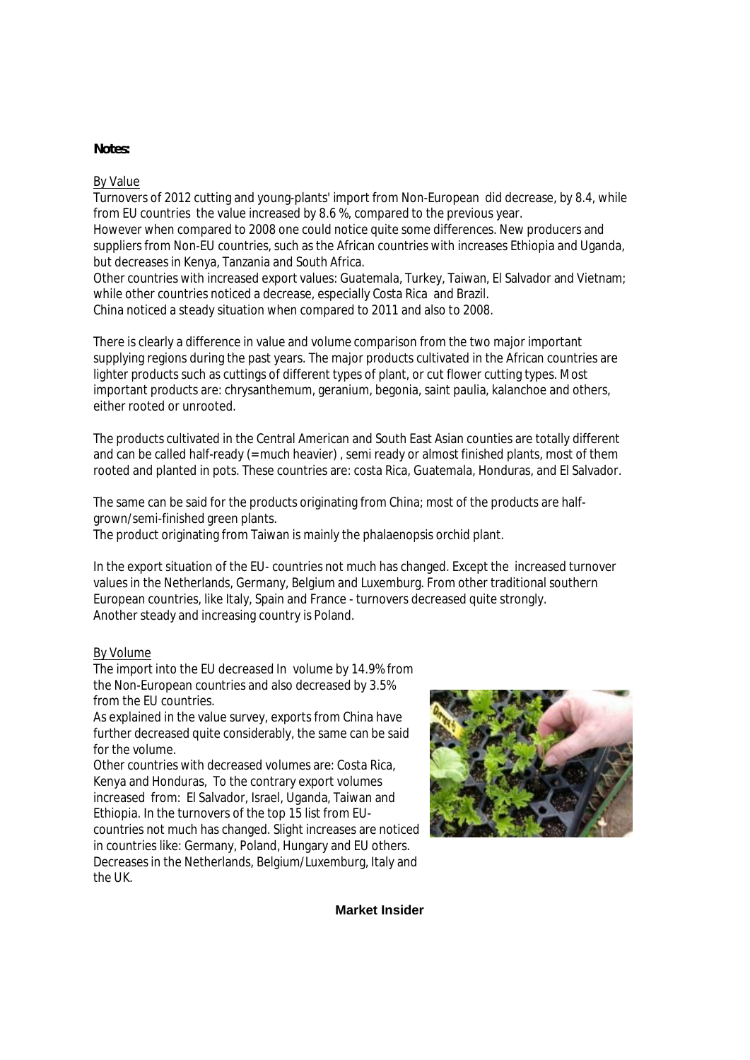**Notes:**

By Value

Turnovers of 2012 cutting and young-plants' import from Non-European did decrease, by 8.4, while from EU countries the value increased by 8.6 %, compared to the previous year.
However when compared to 2008 one could notice quite some differences. New producers and suppliers from Non-EU countries, such as the African countries with increases Ethiopia and Uganda, but decreases in Kenya, Tanzania and South Africa.
Other countries with increased export values: Guatemala, Turkey, Taiwan, El Salvador and Vietnam; while other countries noticed a decrease, especially Costa Rica and Brazil.
China noticed a steady situation when compared to 2011 and also to 2008.

There is clearly a difference in value and volume comparison from the two major important supplying regions during the past years. The major products cultivated in the African countries are lighter products such as cuttings of different types of plant, or cut flower cutting types. Most important products are: chrysanthemum, geranium, begonia, saint paulia, kalanchoe and others, either rooted or unrooted.

The products cultivated in the Central American and South East Asian counties are totally different and can be called half-ready (= much heavier) , semi ready or almost finished plants, most of them rooted and planted in pots. These countries are: costa Rica, Guatemala, Honduras, and El Salvador.

The same can be said for the products originating from China; most of the products are half-grown/semi-finished green plants.
The product originating from Taiwan is mainly the phalaenopsis orchid plant.

In the export situation of the EU- countries not much has changed. Except the increased turnover values in the Netherlands, Germany, Belgium and Luxemburg. From other traditional southern European countries, like Italy, Spain and France - turnovers decreased quite strongly.
Another steady and increasing country is Poland.

By Volume

The import into the EU decreased In volume by 14.9% from the Non-European countries and also decreased by 3.5% from the EU countries.
As explained in the value survey, exports from China have further decreased quite considerably, the same can be said for the volume.
Other countries with decreased volumes are: Costa Rica, Kenya and Honduras, To the contrary export volumes increased from: El Salvador, Israel, Uganda, Taiwan and Ethiopia. In the turnovers of the top 15 list from EU-countries not much has changed. Slight increases are noticed in countries like: Germany, Poland, Hungary and EU others. Decreases in the Netherlands, Belgium/Luxemburg, Italy and the UK.

**Market Insider**